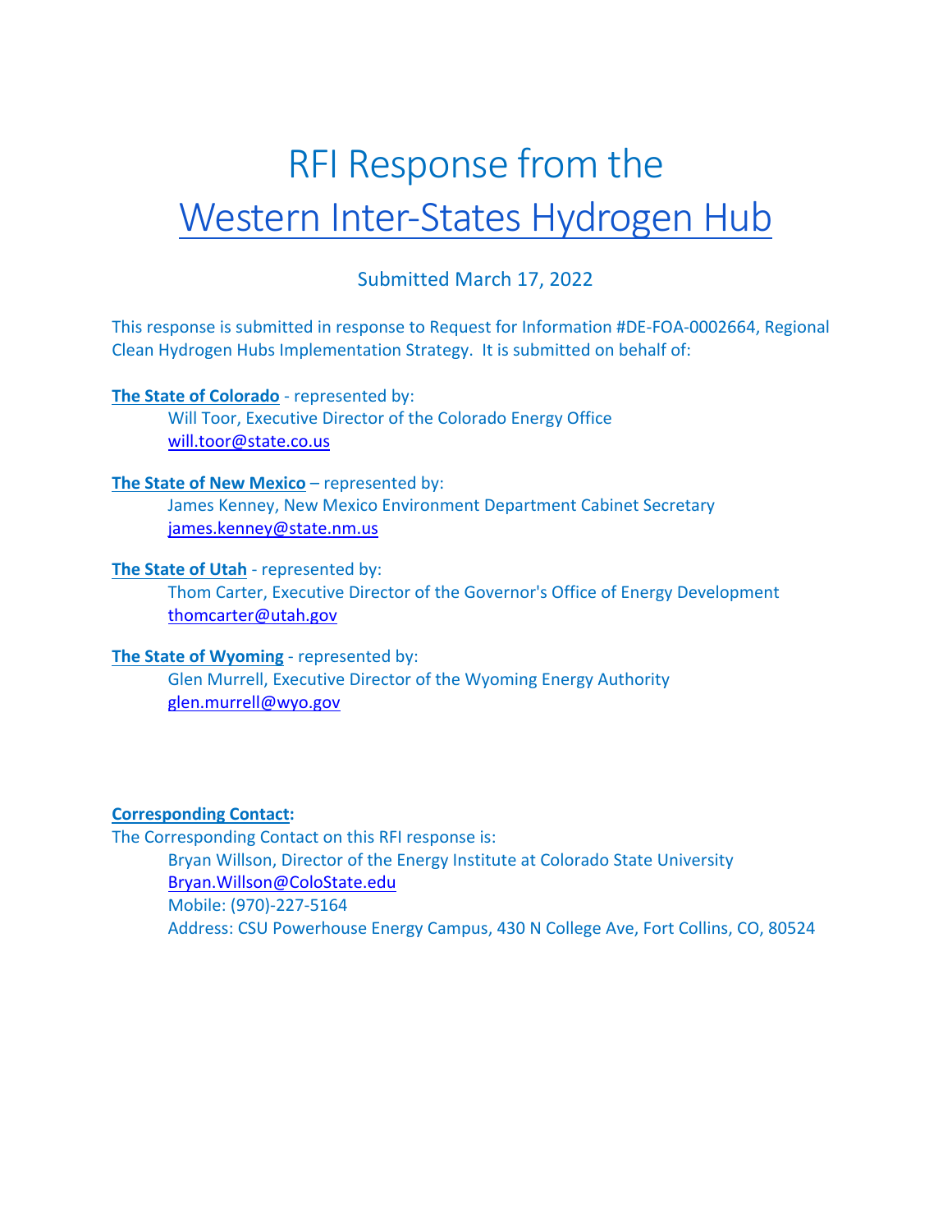# RFI Response from the
# Western Inter-States Hydrogen Hub

Submitted March 17, 2022

This response is submitted in response to Request for Information #DE-FOA-0002664, Regional Clean Hydrogen Hubs Implementation Strategy. It is submitted on behalf of:

**The State of Colorado** - represented by:
> Will Toor, Executive Director of the Colorado Energy Office
> will.toor@state.co.us

**The State of New Mexico** – represented by:
> James Kenney, New Mexico Environment Department Cabinet Secretary
> james.kenney@state.nm.us

**The State of Utah** - represented by:
> Thom Carter, Executive Director of the Governor's Office of Energy Development
> thomcarter@utah.gov

**The State of Wyoming** - represented by:
> Glen Murrell, Executive Director of the Wyoming Energy Authority
> glen.murrell@wyo.gov

**Corresponding Contact:**

The Corresponding Contact on this RFI response is:
> Bryan Willson, Director of the Energy Institute at Colorado State University
> Bryan.Willson@ColoState.edu
> Mobile: (970)-227-5164
> Address: CSU Powerhouse Energy Campus, 430 N College Ave, Fort Collins, CO, 80524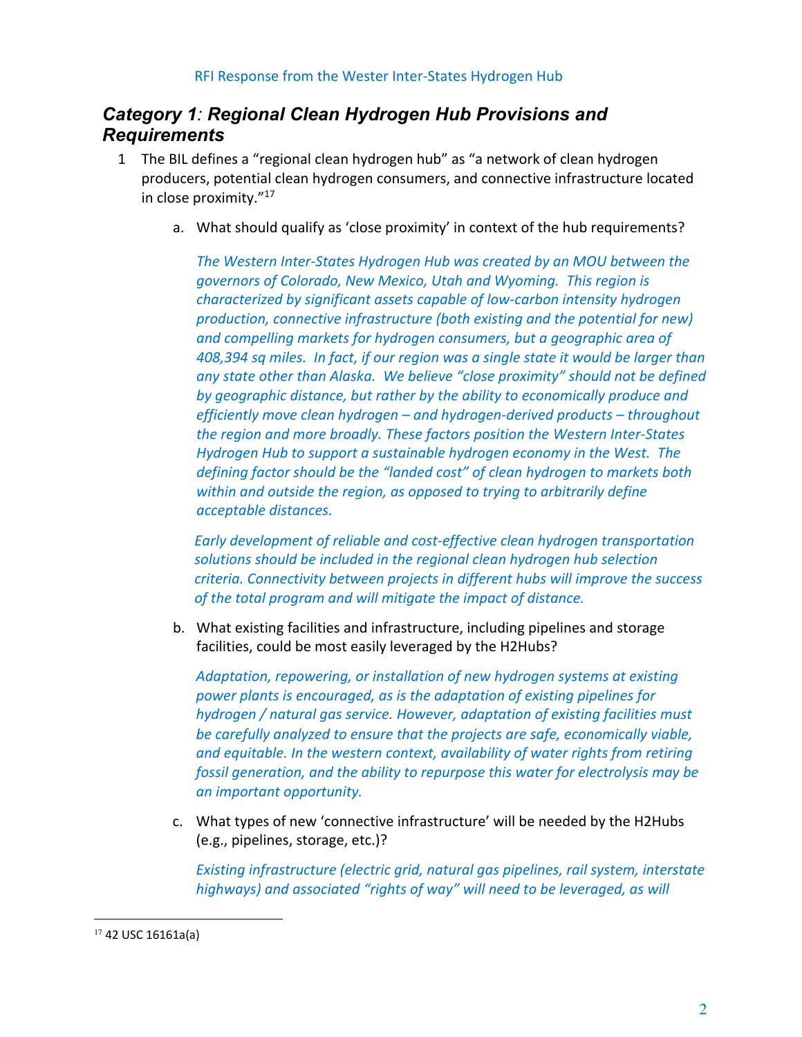## *Category 1: Regional Clean Hydrogen Hub Provisions and Requirements*

1 The BIL defines a "regional clean hydrogen hub" as "a network of clean hydrogen producers, potential clean hydrogen consumers, and connective infrastructure located in close proximity."[17]

   a. What should qualify as 'close proximity' in context of the hub requirements?

   *The Western Inter-States Hydrogen Hub was created by an MOU between the governors of Colorado, New Mexico, Utah and Wyoming. This region is characterized by significant assets capable of low-carbon intensity hydrogen production, connective infrastructure (both existing and the potential for new) and compelling markets for hydrogen consumers, but a geographic area of 408,394 sq miles. In fact, if our region was a single state it would be larger than any state other than Alaska. We believe "close proximity" should not be defined by geographic distance, but rather by the ability to economically produce and efficiently move clean hydrogen – and hydrogen-derived products – throughout the region and more broadly. These factors position the Western Inter-States Hydrogen Hub to support a sustainable hydrogen economy in the West. The defining factor should be the "landed cost" of clean hydrogen to markets both within and outside the region, as opposed to trying to arbitrarily define acceptable distances.*

   *Early development of reliable and cost-effective clean hydrogen transportation solutions should be included in the regional clean hydrogen hub selection criteria. Connectivity between projects in different hubs will improve the success of the total program and will mitigate the impact of distance.*

   b. What existing facilities and infrastructure, including pipelines and storage facilities, could be most easily leveraged by the H2Hubs?

   *Adaptation, repowering, or installation of new hydrogen systems at existing power plants is encouraged, as is the adaptation of existing pipelines for hydrogen / natural gas service. However, adaptation of existing facilities must be carefully analyzed to ensure that the projects are safe, economically viable, and equitable. In the western context, availability of water rights from retiring fossil generation, and the ability to repurpose this water for electrolysis may be an important opportunity.*

   c. What types of new 'connective infrastructure' will be needed by the H2Hubs (e.g., pipelines, storage, etc.)?

   *Existing infrastructure (electric grid, natural gas pipelines, rail system, interstate highways) and associated "rights of way" will need to be leveraged, as will*

[17] 42 USC 16161a(a)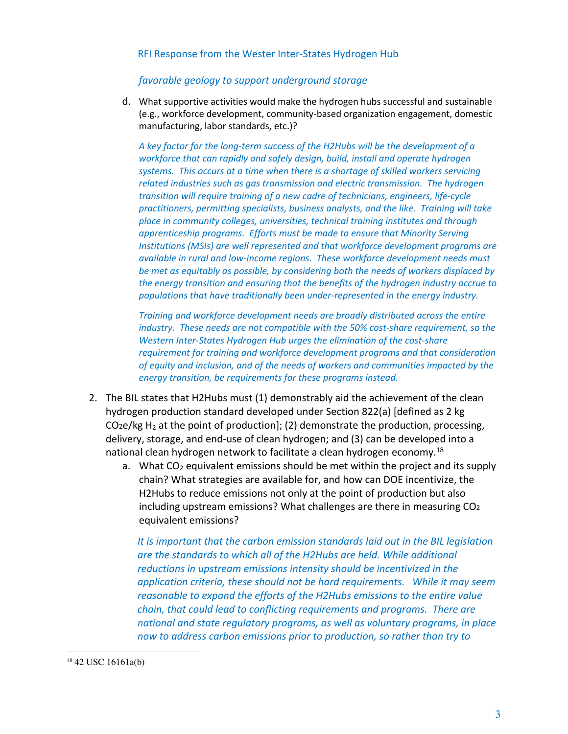RFI Response from the Wester Inter-States Hydrogen Hub

*favorable geology to support underground storage*

d. What supportive activities would make the hydrogen hubs successful and sustainable (e.g., workforce development, community-based organization engagement, domestic manufacturing, labor standards, etc.)?

*A key factor for the long-term success of the H2Hubs will be the development of a workforce that can rapidly and safely design, build, install and operate hydrogen systems. This occurs at a time when there is a shortage of skilled workers servicing related industries such as gas transmission and electric transmission. The hydrogen transition will require training of a new cadre of technicians, engineers, life-cycle practitioners, permitting specialists, business analysts, and the like. Training will take place in community colleges, universities, technical training institutes and through apprenticeship programs. Efforts must be made to ensure that Minority Serving Institutions (MSIs) are well represented and that workforce development programs are available in rural and low-income regions. These workforce development needs must be met as equitably as possible, by considering both the needs of workers displaced by the energy transition and ensuring that the benefits of the hydrogen industry accrue to populations that have traditionally been under-represented in the energy industry.*

*Training and workforce development needs are broadly distributed across the entire industry. These needs are not compatible with the 50% cost-share requirement, so the Western Inter-States Hydrogen Hub urges the elimination of the cost-share requirement for training and workforce development programs and that consideration of equity and inclusion, and of the needs of workers and communities impacted by the energy transition, be requirements for these programs instead.*

2. The BIL states that H2Hubs must (1) demonstrably aid the achievement of the clean hydrogen production standard developed under Section 822(a) [defined as 2 kg $CO_2e$/kg $H_2$ at the point of production]; (2) demonstrate the production, processing, delivery, storage, and end-use of clean hydrogen; and (3) can be developed into a national clean hydrogen network to facilitate a clean hydrogen economy.[18]

   a. What $CO_2$ equivalent emissions should be met within the project and its supply chain? What strategies are available for, and how can DOE incentivize, the H2Hubs to reduce emissions not only at the point of production but also including upstream emissions? What challenges are there in measuring $CO_2$ equivalent emissions?

   *It is important that the carbon emission standards laid out in the BIL legislation are the standards to which all of the H2Hubs are held. While additional reductions in upstream emissions intensity should be incentivized in the application criteria, these should not be hard requirements. While it may seem reasonable to expand the efforts of the H2Hubs emissions to the entire value chain, that could lead to conflicting requirements and programs. There are national and state regulatory programs, as well as voluntary programs, in place now to address carbon emissions prior to production, so rather than try to*

[18] 42 USC 16161a(b)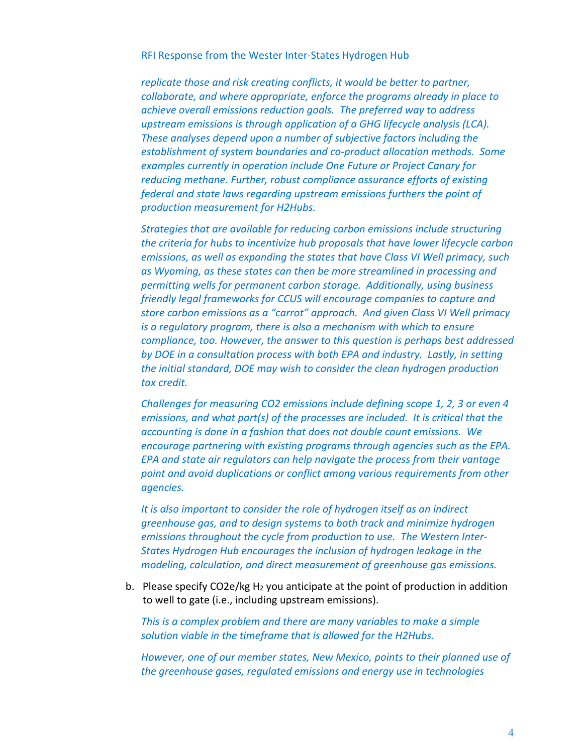*replicate those and risk creating conflicts, it would be better to partner, collaborate, and where appropriate, enforce the programs already in place to achieve overall emissions reduction goals. The preferred way to address upstream emissions is through application of a GHG lifecycle analysis (LCA). These analyses depend upon a number of subjective factors including the establishment of system boundaries and co-product allocation methods. Some examples currently in operation include One Future or Project Canary for reducing methane. Further, robust compliance assurance efforts of existing federal and state laws regarding upstream emissions furthers the point of production measurement for H2Hubs.*

*Strategies that are available for reducing carbon emissions include structuring the criteria for hubs to incentivize hub proposals that have lower lifecycle carbon emissions, as well as expanding the states that have Class VI Well primacy, such as Wyoming, as these states can then be more streamlined in processing and permitting wells for permanent carbon storage. Additionally, using business friendly legal frameworks for CCUS will encourage companies to capture and store carbon emissions as a "carrot" approach. And given Class VI Well primacy is a regulatory program, there is also a mechanism with which to ensure compliance, too. However, the answer to this question is perhaps best addressed by DOE in a consultation process with both EPA and industry. Lastly, in setting the initial standard, DOE may wish to consider the clean hydrogen production tax credit.*

*Challenges for measuring CO2 emissions include defining scope 1, 2, 3 or even 4 emissions, and what part(s) of the processes are included. It is critical that the accounting is done in a fashion that does not double count emissions. We encourage partnering with existing programs through agencies such as the EPA. EPA and state air regulators can help navigate the process from their vantage point and avoid duplications or conflict among various requirements from other agencies.*

*It is also important to consider the role of hydrogen itself as an indirect greenhouse gas, and to design systems to both track and minimize hydrogen emissions throughout the cycle from production to use. The Western Inter-States Hydrogen Hub encourages the inclusion of hydrogen leakage in the modeling, calculation, and direct measurement of greenhouse gas emissions.*

b. Please specify $CO_2e$/kg $H_2$ you anticipate at the point of production in addition to well to gate (i.e., including upstream emissions).

*This is a complex problem and there are many variables to make a simple solution viable in the timeframe that is allowed for the H2Hubs.*

*However, one of our member states, New Mexico, points to their planned use of the greenhouse gases, regulated emissions and energy use in technologies*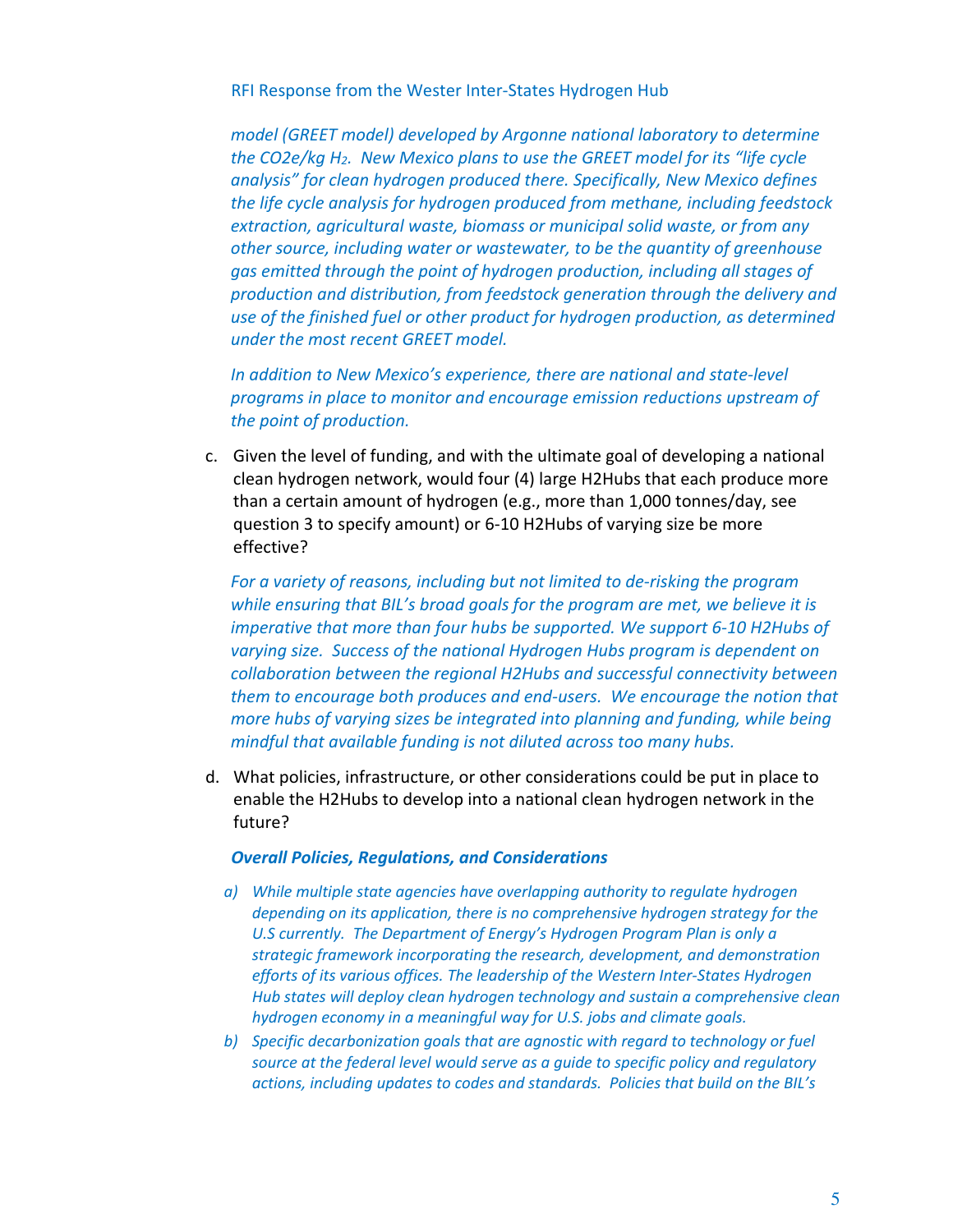*model (GREET model) developed by Argonne national laboratory to determine the $CO_2e$/kg $H_2$. New Mexico plans to use the GREET model for its "life cycle analysis" for clean hydrogen produced there. Specifically, New Mexico defines the life cycle analysis for hydrogen produced from methane, including feedstock extraction, agricultural waste, biomass or municipal solid waste, or from any other source, including water or wastewater, to be the quantity of greenhouse gas emitted through the point of hydrogen production, including all stages of production and distribution, from feedstock generation through the delivery and use of the finished fuel or other product for hydrogen production, as determined under the most recent GREET model.*

*In addition to New Mexico's experience, there are national and state-level programs in place to monitor and encourage emission reductions upstream of the point of production.*

c. Given the level of funding, and with the ultimate goal of developing a national clean hydrogen network, would four (4) large H2Hubs that each produce more than a certain amount of hydrogen (e.g., more than 1,000 tonnes/day, see question 3 to specify amount) or 6-10 H2Hubs of varying size be more effective?

*For a variety of reasons, including but not limited to de-risking the program while ensuring that BIL's broad goals for the program are met, we believe it is imperative that more than four hubs be supported. We support 6-10 H2Hubs of varying size. Success of the national Hydrogen Hubs program is dependent on collaboration between the regional H2Hubs and successful connectivity between them to encourage both produces and end-users. We encourage the notion that more hubs of varying sizes be integrated into planning and funding, while being mindful that available funding is not diluted across too many hubs.*

d. What policies, infrastructure, or other considerations could be put in place to enable the H2Hubs to develop into a national clean hydrogen network in the future?

***Overall Policies, Regulations, and Considerations***

*a) While multiple state agencies have overlapping authority to regulate hydrogen depending on its application, there is no comprehensive hydrogen strategy for the U.S currently. The Department of Energy's Hydrogen Program Plan is only a strategic framework incorporating the research, development, and demonstration efforts of its various offices. The leadership of the Western Inter-States Hydrogen Hub states will deploy clean hydrogen technology and sustain a comprehensive clean hydrogen economy in a meaningful way for U.S. jobs and climate goals.*

*b) Specific decarbonization goals that are agnostic with regard to technology or fuel source at the federal level would serve as a guide to specific policy and regulatory actions, including updates to codes and standards. Policies that build on the BIL's*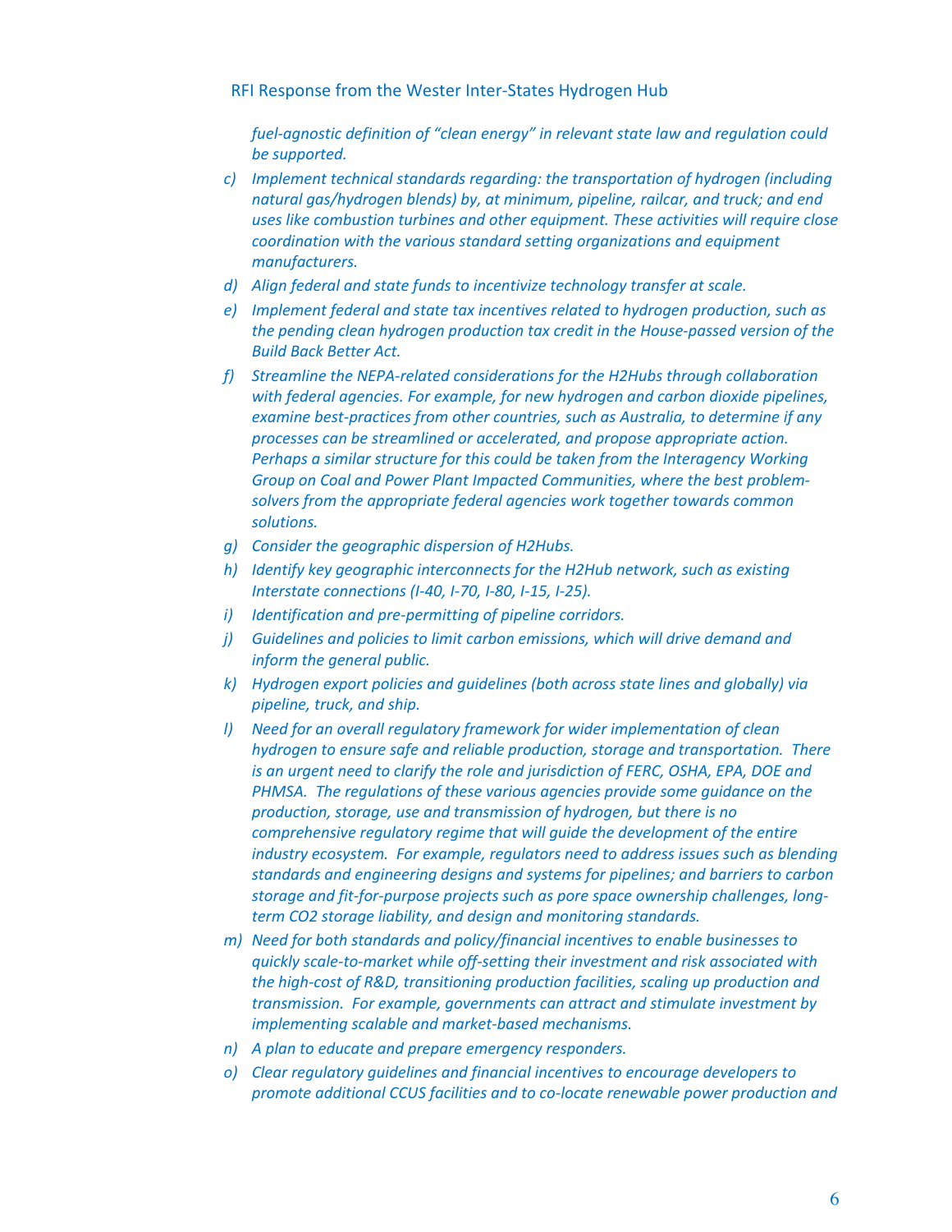*fuel-agnostic definition of "clean energy" in relevant state law and regulation could be supported.*

c) *Implement technical standards regarding: the transportation of hydrogen (including natural gas/hydrogen blends) by, at minimum, pipeline, railcar, and truck; and end uses like combustion turbines and other equipment. These activities will require close coordination with the various standard setting organizations and equipment manufacturers.*

d) *Align federal and state funds to incentivize technology transfer at scale.*

e) *Implement federal and state tax incentives related to hydrogen production, such as the pending clean hydrogen production tax credit in the House-passed version of the Build Back Better Act.*

f) *Streamline the NEPA-related considerations for the H2Hubs through collaboration with federal agencies. For example, for new hydrogen and carbon dioxide pipelines, examine best-practices from other countries, such as Australia, to determine if any processes can be streamlined or accelerated, and propose appropriate action. Perhaps a similar structure for this could be taken from the Interagency Working Group on Coal and Power Plant Impacted Communities, where the best problem-solvers from the appropriate federal agencies work together towards common solutions.*

g) *Consider the geographic dispersion of H2Hubs.*

h) *Identify key geographic interconnects for the H2Hub network, such as existing Interstate connections (I-40, I-70, I-80, I-15, I-25).*

i) *Identification and pre-permitting of pipeline corridors.*

j) *Guidelines and policies to limit carbon emissions, which will drive demand and inform the general public.*

k) *Hydrogen export policies and guidelines (both across state lines and globally) via pipeline, truck, and ship.*

l) *Need for an overall regulatory framework for wider implementation of clean hydrogen to ensure safe and reliable production, storage and transportation. There is an urgent need to clarify the role and jurisdiction of FERC, OSHA, EPA, DOE and PHMSA. The regulations of these various agencies provide some guidance on the production, storage, use and transmission of hydrogen, but there is no comprehensive regulatory regime that will guide the development of the entire industry ecosystem. For example, regulators need to address issues such as blending standards and engineering designs and systems for pipelines; and barriers to carbon storage and fit-for-purpose projects such as pore space ownership challenges, long-term CO2 storage liability, and design and monitoring standards.*

m) *Need for both standards and policy/financial incentives to enable businesses to quickly scale-to-market while off-setting their investment and risk associated with the high-cost of R&D, transitioning production facilities, scaling up production and transmission. For example, governments can attract and stimulate investment by implementing scalable and market-based mechanisms.*

n) *A plan to educate and prepare emergency responders.*

o) *Clear regulatory guidelines and financial incentives to encourage developers to promote additional CCUS facilities and to co-locate renewable power production and*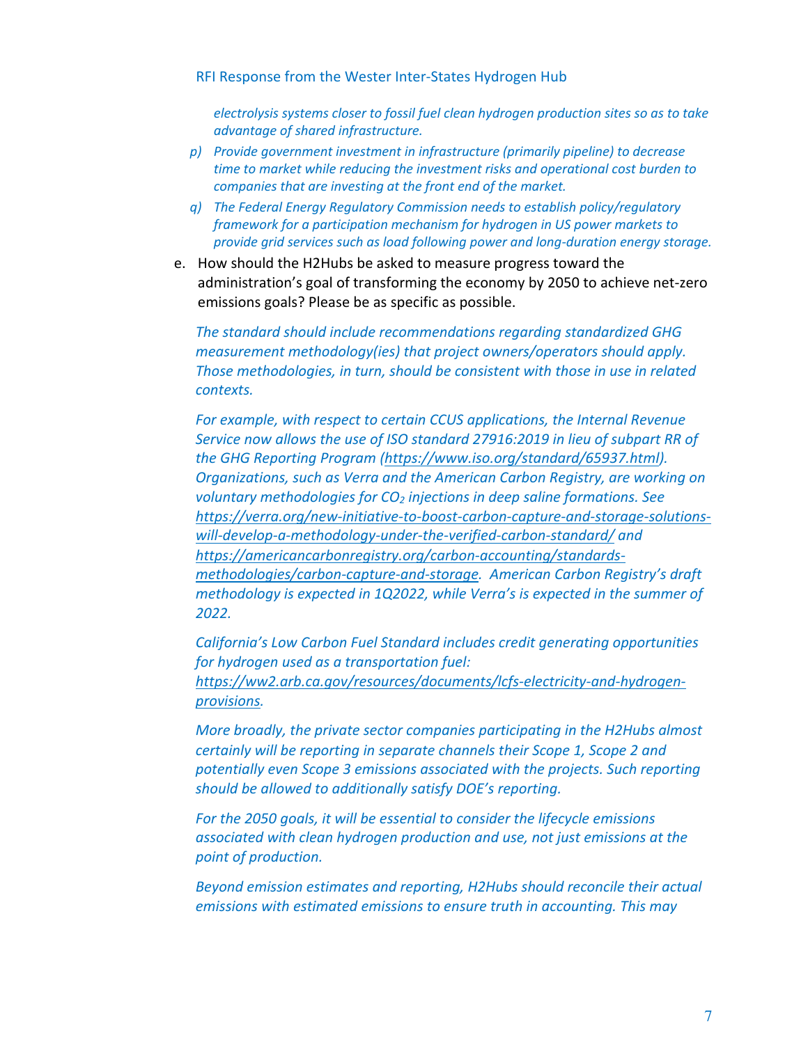*electrolysis systems closer to fossil fuel clean hydrogen production sites so as to take advantage of shared infrastructure.*

p) *Provide government investment in infrastructure (primarily pipeline) to decrease time to market while reducing the investment risks and operational cost burden to companies that are investing at the front end of the market.*

q) *The Federal Energy Regulatory Commission needs to establish policy/regulatory framework for a participation mechanism for hydrogen in US power markets to provide grid services such as load following power and long-duration energy storage.*

e. How should the H2Hubs be asked to measure progress toward the administration's goal of transforming the economy by 2050 to achieve net-zero emissions goals? Please be as specific as possible.

*The standard should include recommendations regarding standardized GHG measurement methodology(ies) that project owners/operators should apply. Those methodologies, in turn, should be consistent with those in use in related contexts.*

*For example, with respect to certain CCUS applications, the Internal Revenue Service now allows the use of ISO standard 27916:2019 in lieu of subpart RR of the GHG Reporting Program (https://www.iso.org/standard/65937.html). Organizations, such as Verra and the American Carbon Registry, are working on voluntary methodologies for $CO_2$ injections in deep saline formations. See https://verra.org/new-initiative-to-boost-carbon-capture-and-storage-solutions-will-develop-a-methodology-under-the-verified-carbon-standard/ and https://americancarbonregistry.org/carbon-accounting/standards-methodologies/carbon-capture-and-storage. American Carbon Registry's draft methodology is expected in 1Q2022, while Verra's is expected in the summer of 2022.*

*California's Low Carbon Fuel Standard includes credit generating opportunities for hydrogen used as a transportation fuel: https://ww2.arb.ca.gov/resources/documents/lcfs-electricity-and-hydrogen-provisions.*

*More broadly, the private sector companies participating in the H2Hubs almost certainly will be reporting in separate channels their Scope 1, Scope 2 and potentially even Scope 3 emissions associated with the projects. Such reporting should be allowed to additionally satisfy DOE's reporting.*

*For the 2050 goals, it will be essential to consider the lifecycle emissions associated with clean hydrogen production and use, not just emissions at the point of production.*

*Beyond emission estimates and reporting, H2Hubs should reconcile their actual emissions with estimated emissions to ensure truth in accounting. This may*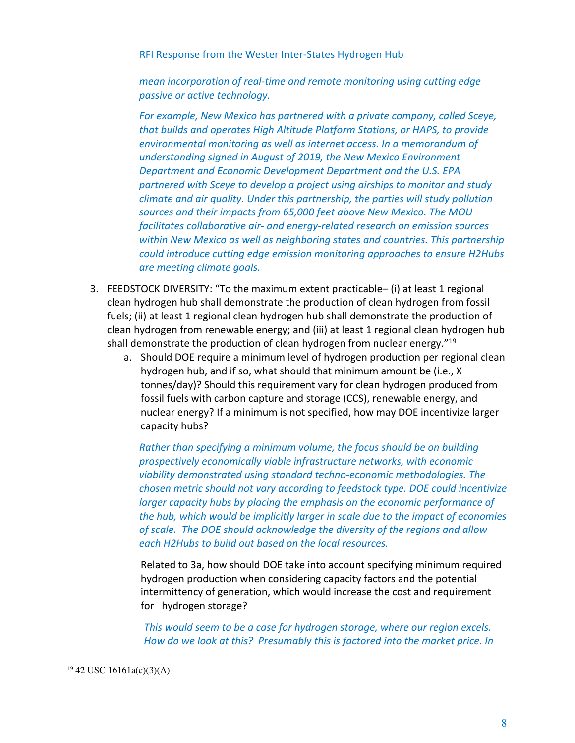*mean incorporation of real-time and remote monitoring using cutting edge passive or active technology.*

*For example, New Mexico has partnered with a private company, called Sceye, that builds and operates High Altitude Platform Stations, or HAPS, to provide environmental monitoring as well as internet access. In a memorandum of understanding signed in August of 2019, the New Mexico Environment Department and Economic Development Department and the U.S. EPA partnered with Sceye to develop a project using airships to monitor and study climate and air quality. Under this partnership, the parties will study pollution sources and their impacts from 65,000 feet above New Mexico. The MOU facilitates collaborative air- and energy-related research on emission sources within New Mexico as well as neighboring states and countries. This partnership could introduce cutting edge emission monitoring approaches to ensure H2Hubs are meeting climate goals.*

3. FEEDSTOCK DIVERSITY: "To the maximum extent practicable– (i) at least 1 regional clean hydrogen hub shall demonstrate the production of clean hydrogen from fossil fuels; (ii) at least 1 regional clean hydrogen hub shall demonstrate the production of clean hydrogen from renewable energy; and (iii) at least 1 regional clean hydrogen hub shall demonstrate the production of clean hydrogen from nuclear energy."[19]
   a. Should DOE require a minimum level of hydrogen production per regional clean hydrogen hub, and if so, what should that minimum amount be (i.e., X tonnes/day)? Should this requirement vary for clean hydrogen produced from fossil fuels with carbon capture and storage (CCS), renewable energy, and nuclear energy? If a minimum is not specified, how may DOE incentivize larger capacity hubs?

   *Rather than specifying a minimum volume, the focus should be on building prospectively economically viable infrastructure networks, with economic viability demonstrated using standard techno-economic methodologies. The chosen metric should not vary according to feedstock type. DOE could incentivize larger capacity hubs by placing the emphasis on the economic performance of the hub, which would be implicitly larger in scale due to the impact of economies of scale. The DOE should acknowledge the diversity of the regions and allow each H2Hubs to build out based on the local resources.*

   Related to 3a, how should DOE take into account specifying minimum required hydrogen production when considering capacity factors and the potential intermittency of generation, which would increase the cost and requirement for hydrogen storage?

   *This would seem to be a case for hydrogen storage, where our region excels. How do we look at this? Presumably this is factored into the market price. In*

[19] 42 USC 16161a(c)(3)(A)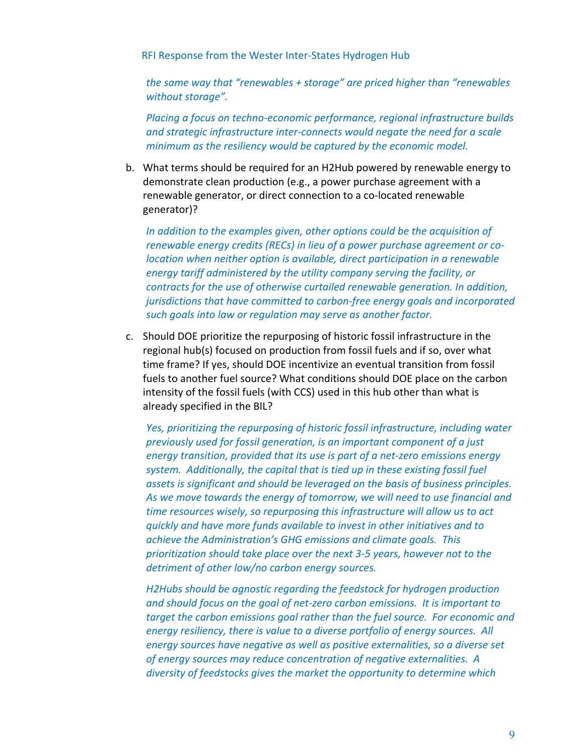*the same way that "renewables + storage" are priced higher than "renewables without storage".*

*Placing a focus on techno-economic performance, regional infrastructure builds and strategic infrastructure inter-connects would negate the need for a scale minimum as the resiliency would be captured by the economic model.*

b. What terms should be required for an H2Hub powered by renewable energy to demonstrate clean production (e.g., a power purchase agreement with a renewable generator, or direct connection to a co-located renewable generator)?

   *In addition to the examples given, other options could be the acquisition of renewable energy credits (RECs) in lieu of a power purchase agreement or co-location when neither option is available, direct participation in a renewable energy tariff administered by the utility company serving the facility, or contracts for the use of otherwise curtailed renewable generation. In addition, jurisdictions that have committed to carbon-free energy goals and incorporated such goals into law or regulation may serve as another factor.*

c. Should DOE prioritize the repurposing of historic fossil infrastructure in the regional hub(s) focused on production from fossil fuels and if so, over what time frame? If yes, should DOE incentivize an eventual transition from fossil fuels to another fuel source? What conditions should DOE place on the carbon intensity of the fossil fuels (with CCS) used in this hub other than what is already specified in the BIL?

   *Yes, prioritizing the repurposing of historic fossil infrastructure, including water previously used for fossil generation, is an important component of a just energy transition, provided that its use is part of a net-zero emissions energy system. Additionally, the capital that is tied up in these existing fossil fuel assets is significant and should be leveraged on the basis of business principles. As we move towards the energy of tomorrow, we will need to use financial and time resources wisely, so repurposing this infrastructure will allow us to act quickly and have more funds available to invest in other initiatives and to achieve the Administration's GHG emissions and climate goals. This prioritization should take place over the next 3-5 years, however not to the detriment of other low/no carbon energy sources.*

   *H2Hubs should be agnostic regarding the feedstock for hydrogen production and should focus on the goal of net-zero carbon emissions. It is important to target the carbon emissions goal rather than the fuel source. For economic and energy resiliency, there is value to a diverse portfolio of energy sources. All energy sources have negative as well as positive externalities, so a diverse set of energy sources may reduce concentration of negative externalities. A diversity of feedstocks gives the market the opportunity to determine which*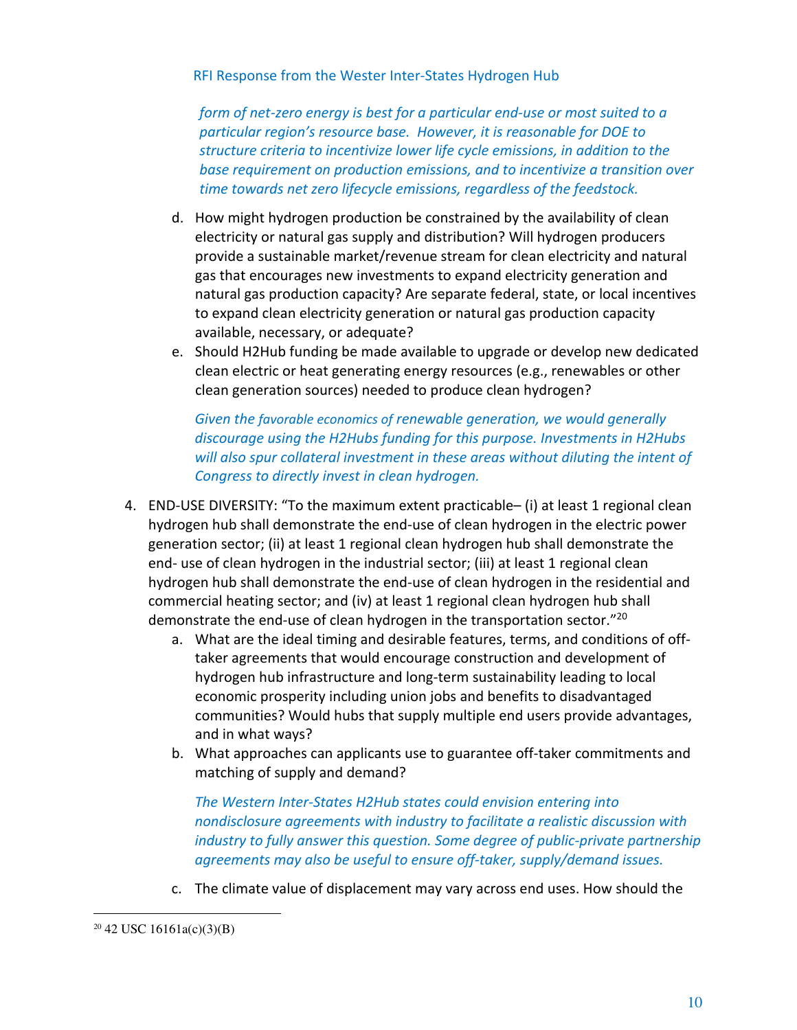*form of net-zero energy is best for a particular end-use or most suited to a particular region's resource base. However, it is reasonable for DOE to structure criteria to incentivize lower life cycle emissions, in addition to the base requirement on production emissions, and to incentivize a transition over time towards net zero lifecycle emissions, regardless of the feedstock.*

d. How might hydrogen production be constrained by the availability of clean electricity or natural gas supply and distribution? Will hydrogen producers provide a sustainable market/revenue stream for clean electricity and natural gas that encourages new investments to expand electricity generation and natural gas production capacity? Are separate federal, state, or local incentives to expand clean electricity generation or natural gas production capacity available, necessary, or adequate?

e. Should H2Hub funding be made available to upgrade or develop new dedicated clean electric or heat generating energy resources (e.g., renewables or other clean generation sources) needed to produce clean hydrogen?

*Given the favorable economics of renewable generation, we would generally discourage using the H2Hubs funding for this purpose. Investments in H2Hubs will also spur collateral investment in these areas without diluting the intent of Congress to directly invest in clean hydrogen.*

4. END-USE DIVERSITY: "To the maximum extent practicable– (i) at least 1 regional clean hydrogen hub shall demonstrate the end-use of clean hydrogen in the electric power generation sector; (ii) at least 1 regional clean hydrogen hub shall demonstrate the end- use of clean hydrogen in the industrial sector; (iii) at least 1 regional clean hydrogen hub shall demonstrate the end-use of clean hydrogen in the residential and commercial heating sector; and (iv) at least 1 regional clean hydrogen hub shall demonstrate the end-use of clean hydrogen in the transportation sector."[20]

   a. What are the ideal timing and desirable features, terms, and conditions of off-taker agreements that would encourage construction and development of hydrogen hub infrastructure and long-term sustainability leading to local economic prosperity including union jobs and benefits to disadvantaged communities? Would hubs that supply multiple end users provide advantages, and in what ways?

   b. What approaches can applicants use to guarantee off-taker commitments and matching of supply and demand?

   *The Western Inter-States H2Hub states could envision entering into nondisclosure agreements with industry to facilitate a realistic discussion with industry to fully answer this question. Some degree of public-private partnership agreements may also be useful to ensure off-taker, supply/demand issues.*

   c. The climate value of displacement may vary across end uses. How should the

[20] 42 USC 16161a(c)(3)(B)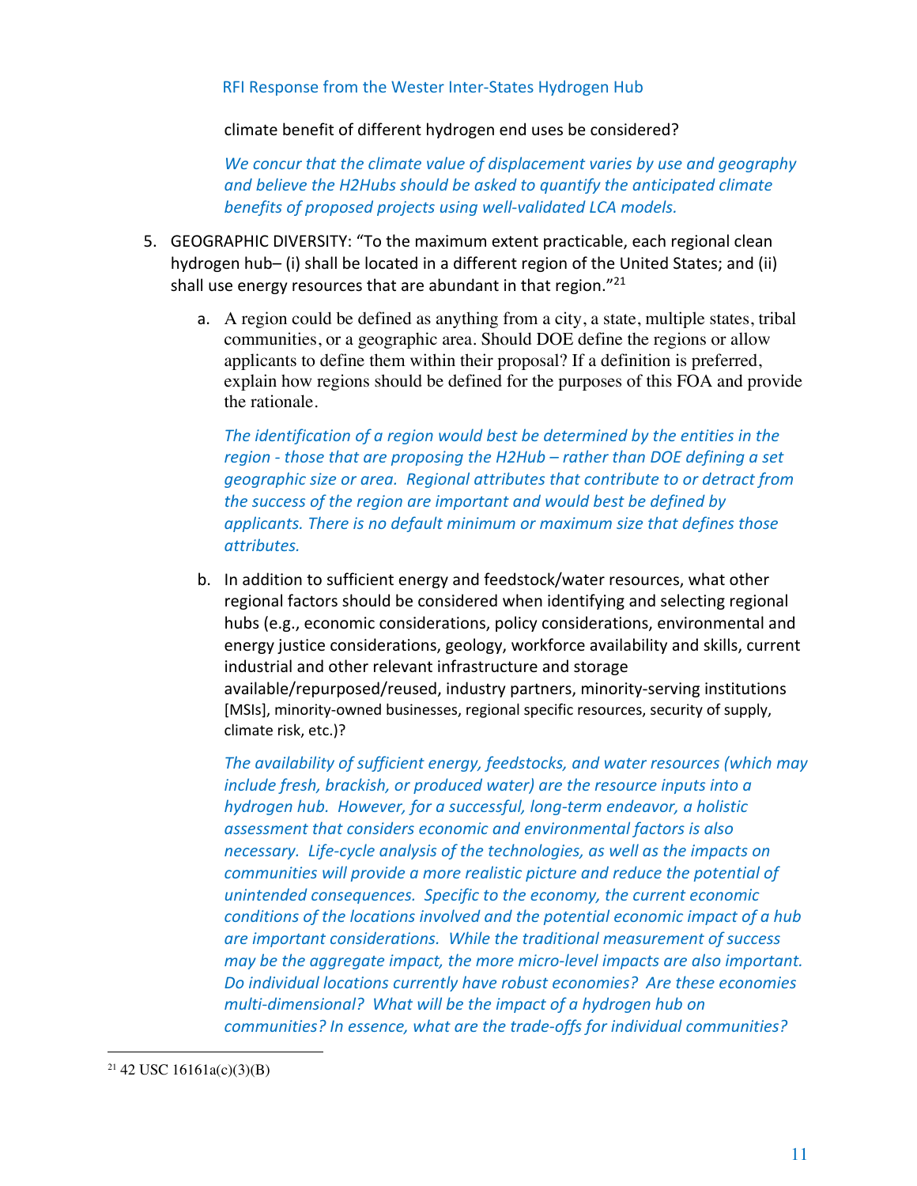climate benefit of different hydrogen end uses be considered?

*We concur that the climate value of displacement varies by use and geography and believe the H2Hubs should be asked to quantify the anticipated climate benefits of proposed projects using well-validated LCA models.*

5. GEOGRAPHIC DIVERSITY: "To the maximum extent practicable, each regional clean hydrogen hub– (i) shall be located in a different region of the United States; and (ii) shall use energy resources that are abundant in that region."[21]

   a. A region could be defined as anything from a city, a state, multiple states, tribal communities, or a geographic area. Should DOE define the regions or allow applicants to define them within their proposal? If a definition is preferred, explain how regions should be defined for the purposes of this FOA and provide the rationale.

      *The identification of a region would best be determined by the entities in the region - those that are proposing the H2Hub – rather than DOE defining a set geographic size or area. Regional attributes that contribute to or detract from the success of the region are important and would best be defined by applicants. There is no default minimum or maximum size that defines those attributes.*

   b. In addition to sufficient energy and feedstock/water resources, what other regional factors should be considered when identifying and selecting regional hubs (e.g., economic considerations, policy considerations, environmental and energy justice considerations, geology, workforce availability and skills, current industrial and other relevant infrastructure and storage available/repurposed/reused, industry partners, minority-serving institutions [MSIs], minority-owned businesses, regional specific resources, security of supply, climate risk, etc.)?

      *The availability of sufficient energy, feedstocks, and water resources (which may include fresh, brackish, or produced water) are the resource inputs into a hydrogen hub. However, for a successful, long-term endeavor, a holistic assessment that considers economic and environmental factors is also necessary. Life-cycle analysis of the technologies, as well as the impacts on communities will provide a more realistic picture and reduce the potential of unintended consequences. Specific to the economy, the current economic conditions of the locations involved and the potential economic impact of a hub are important considerations. While the traditional measurement of success may be the aggregate impact, the more micro-level impacts are also important. Do individual locations currently have robust economies? Are these economies multi-dimensional? What will be the impact of a hydrogen hub on communities? In essence, what are the trade-offs for individual communities?*

---

[21] 42 USC 16161a(c)(3)(B)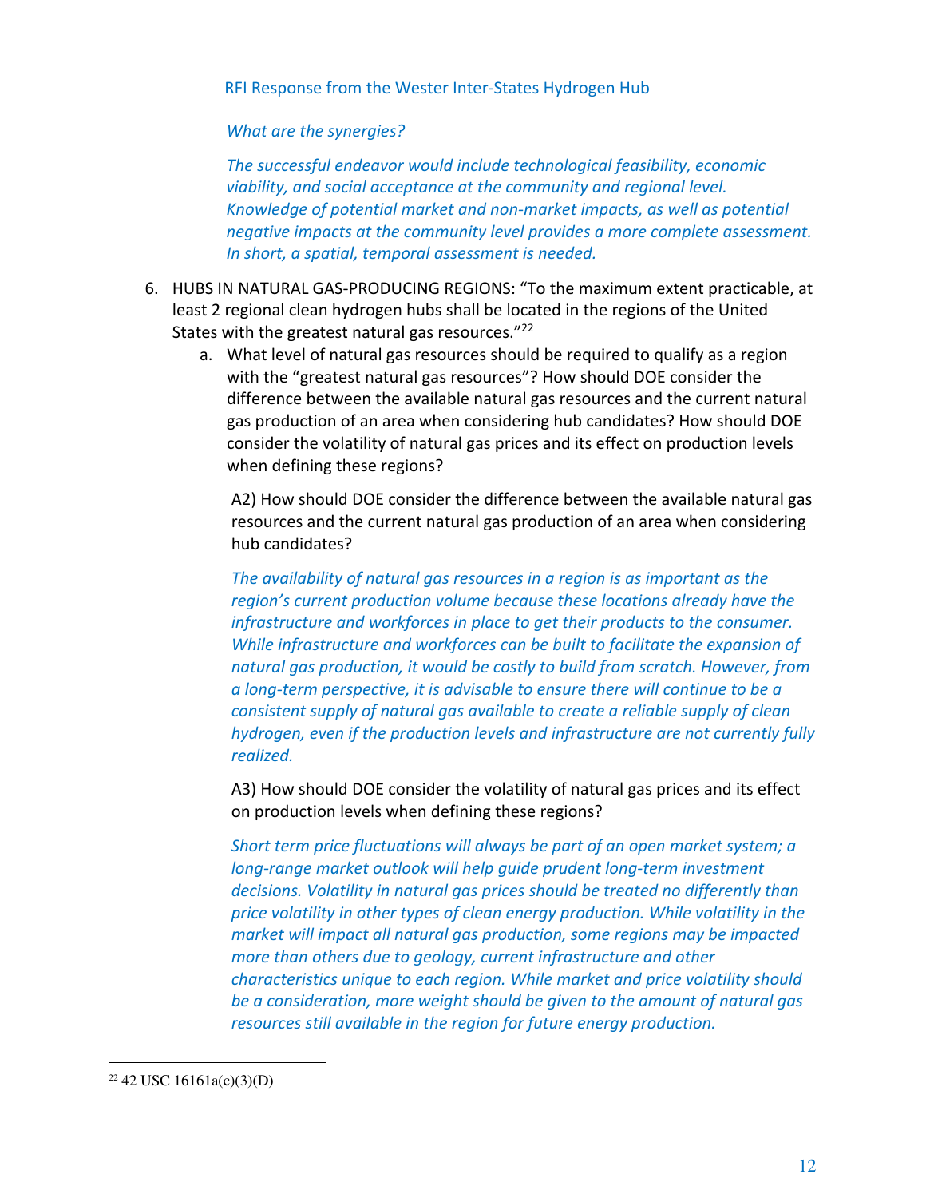RFI Response from the Wester Inter-States Hydrogen Hub

*What are the synergies?*

*The successful endeavor would include technological feasibility, economic viability, and social acceptance at the community and regional level. Knowledge of potential market and non-market impacts, as well as potential negative impacts at the community level provides a more complete assessment. In short, a spatial, temporal assessment is needed.*

6. HUBS IN NATURAL GAS-PRODUCING REGIONS: "To the maximum extent practicable, at least 2 regional clean hydrogen hubs shall be located in the regions of the United States with the greatest natural gas resources."[22]
   a. What level of natural gas resources should be required to qualify as a region with the "greatest natural gas resources"? How should DOE consider the difference between the available natural gas resources and the current natural gas production of an area when considering hub candidates? How should DOE consider the volatility of natural gas prices and its effect on production levels when defining these regions?

      A2) How should DOE consider the difference between the available natural gas resources and the current natural gas production of an area when considering hub candidates?

      *The availability of natural gas resources in a region is as important as the region's current production volume because these locations already have the infrastructure and workforces in place to get their products to the consumer. While infrastructure and workforces can be built to facilitate the expansion of natural gas production, it would be costly to build from scratch. However, from a long-term perspective, it is advisable to ensure there will continue to be a consistent supply of natural gas available to create a reliable supply of clean hydrogen, even if the production levels and infrastructure are not currently fully realized.*

      A3) How should DOE consider the volatility of natural gas prices and its effect on production levels when defining these regions?

      *Short term price fluctuations will always be part of an open market system; a long-range market outlook will help guide prudent long-term investment decisions. Volatility in natural gas prices should be treated no differently than price volatility in other types of clean energy production. While volatility in the market will impact all natural gas production, some regions may be impacted more than others due to geology, current infrastructure and other characteristics unique to each region. While market and price volatility should be a consideration, more weight should be given to the amount of natural gas resources still available in the region for future energy production.*

[22] 42 USC 16161a(c)(3)(D)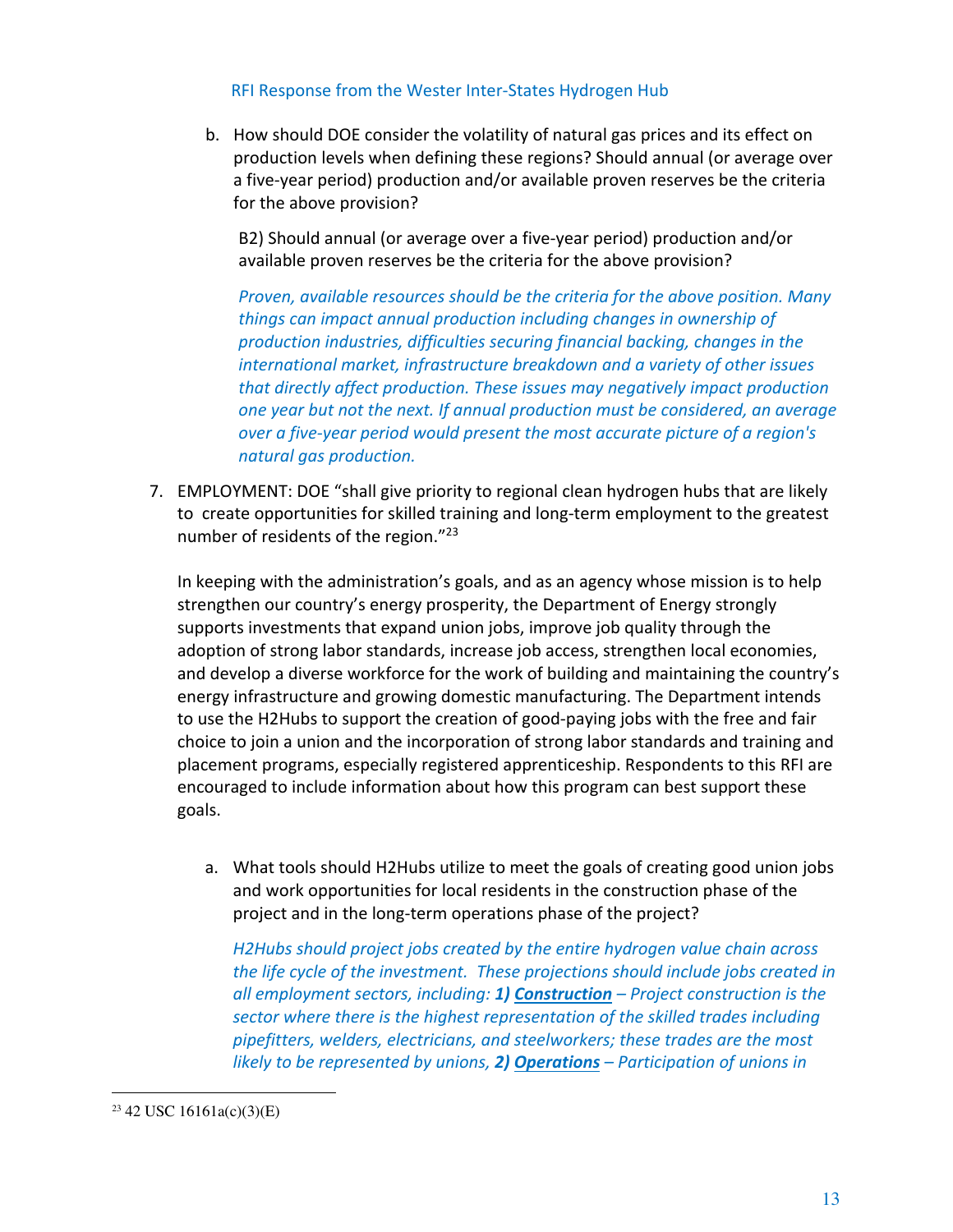b. How should DOE consider the volatility of natural gas prices and its effect on production levels when defining these regions? Should annual (or average over a five-year period) production and/or available proven reserves be the criteria for the above provision?

B2) Should annual (or average over a five-year period) production and/or available proven reserves be the criteria for the above provision?

*Proven, available resources should be the criteria for the above position. Many things can impact annual production including changes in ownership of production industries, difficulties securing financial backing, changes in the international market, infrastructure breakdown and a variety of other issues that directly affect production. These issues may negatively impact production one year but not the next. If annual production must be considered, an average over a five-year period would present the most accurate picture of a region's natural gas production.*

7. EMPLOYMENT: DOE "shall give priority to regional clean hydrogen hubs that are likely to create opportunities for skilled training and long-term employment to the greatest number of residents of the region."[23]

In keeping with the administration's goals, and as an agency whose mission is to help strengthen our country's energy prosperity, the Department of Energy strongly supports investments that expand union jobs, improve job quality through the adoption of strong labor standards, increase job access, strengthen local economies, and develop a diverse workforce for the work of building and maintaining the country's energy infrastructure and growing domestic manufacturing. The Department intends to use the H2Hubs to support the creation of good-paying jobs with the free and fair choice to join a union and the incorporation of strong labor standards and training and placement programs, especially registered apprenticeship. Respondents to this RFI are encouraged to include information about how this program can best support these goals.

a. What tools should H2Hubs utilize to meet the goals of creating good union jobs and work opportunities for local residents in the construction phase of the project and in the long-term operations phase of the project?

*H2Hubs should project jobs created by the entire hydrogen value chain across the life cycle of the investment. These projections should include jobs created in all employment sectors, including: **1) Construction** – Project construction is the sector where there is the highest representation of the skilled trades including pipefitters, welders, electricians, and steelworkers; these trades are the most likely to be represented by unions, **2) Operations** – Participation of unions in*

[23] 42 USC 16161a(c)(3)(E)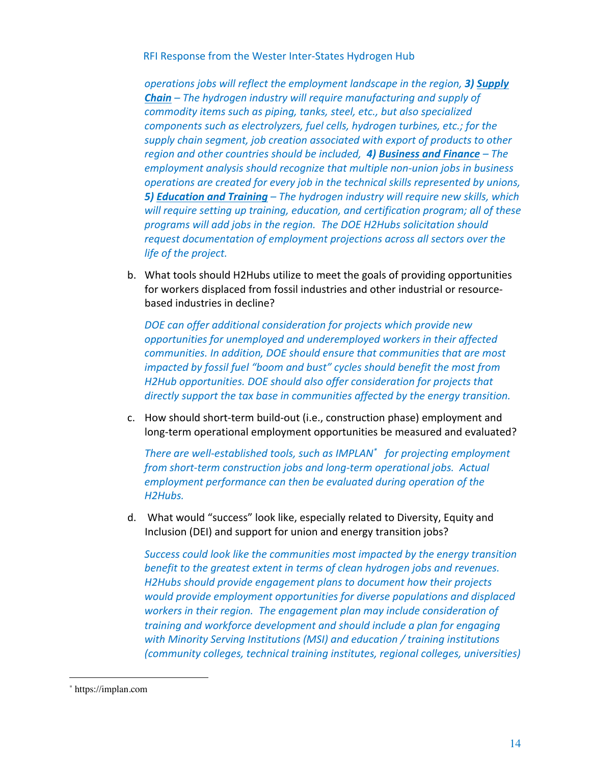*operations jobs will reflect the employment landscape in the region, **3) Supply Chain** – The hydrogen industry will require manufacturing and supply of commodity items such as piping, tanks, steel, etc., but also specialized components such as electrolyzers, fuel cells, hydrogen turbines, etc.; for the supply chain segment, job creation associated with export of products to other region and other countries should be included, **4) Business and Finance** – The employment analysis should recognize that multiple non-union jobs in business operations are created for every job in the technical skills represented by unions, **5) Education and Training** – The hydrogen industry will require new skills, which will require setting up training, education, and certification program; all of these programs will add jobs in the region. The DOE H2Hubs solicitation should request documentation of employment projections across all sectors over the life of the project.*

b. What tools should H2Hubs utilize to meet the goals of providing opportunities for workers displaced from fossil industries and other industrial or resource-based industries in decline?

*DOE can offer additional consideration for projects which provide new opportunities for unemployed and underemployed workers in their affected communities. In addition, DOE should ensure that communities that are most impacted by fossil fuel "boom and bust" cycles should benefit the most from H2Hub opportunities. DOE should also offer consideration for projects that directly support the tax base in communities affected by the energy transition.*

c. How should short-term build-out (i.e., construction phase) employment and long-term operational employment opportunities be measured and evaluated?

*There are well-established tools, such as IMPLAN[*] for projecting employment from short-term construction jobs and long-term operational jobs. Actual employment performance can then be evaluated during operation of the H2Hubs.*

d. What would "success" look like, especially related to Diversity, Equity and Inclusion (DEI) and support for union and energy transition jobs?

*Success could look like the communities most impacted by the energy transition benefit to the greatest extent in terms of clean hydrogen jobs and revenues. H2Hubs should provide engagement plans to document how their projects would provide employment opportunities for diverse populations and displaced workers in their region. The engagement plan may include consideration of training and workforce development and should include a plan for engaging with Minority Serving Institutions (MSI) and education / training institutions (community colleges, technical training institutes, regional colleges, universities)*

---

[*] https://implan.com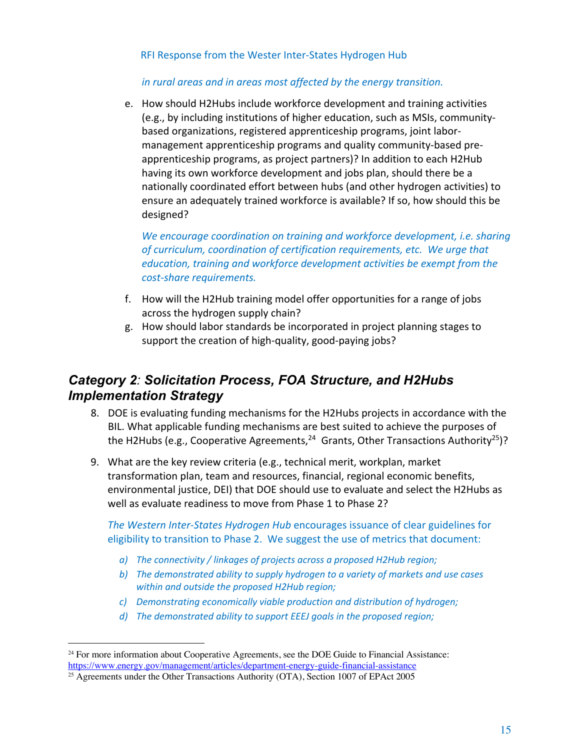*in rural areas and in areas most affected by the energy transition.*

e. How should H2Hubs include workforce development and training activities (e.g., by including institutions of higher education, such as MSIs, community-based organizations, registered apprenticeship programs, joint labor-management apprenticeship programs and quality community-based pre-apprenticeship programs, as project partners)? In addition to each H2Hub having its own workforce development and jobs plan, should there be a nationally coordinated effort between hubs (and other hydrogen activities) to ensure an adequately trained workforce is available? If so, how should this be designed?

   *We encourage coordination on training and workforce development, i.e. sharing of curriculum, coordination of certification requirements, etc. We urge that education, training and workforce development activities be exempt from the cost-share requirements.*

f. How will the H2Hub training model offer opportunities for a range of jobs across the hydrogen supply chain?

g. How should labor standards be incorporated in project planning stages to support the creation of high-quality, good-paying jobs?

## *Category 2: Solicitation Process, FOA Structure, and H2Hubs Implementation Strategy*

8. DOE is evaluating funding mechanisms for the H2Hubs projects in accordance with the BIL. What applicable funding mechanisms are best suited to achieve the purposes of the H2Hubs (e.g., Cooperative Agreements,[24] Grants, Other Transactions Authority[25])?

9. What are the key review criteria (e.g., technical merit, workplan, market transformation plan, team and resources, financial, regional economic benefits, environmental justice, DEI) that DOE should use to evaluate and select the H2Hubs as well as evaluate readiness to move from Phase 1 to Phase 2?

   *The Western Inter-States Hydrogen Hub* encourages issuance of clear guidelines for eligibility to transition to Phase 2. We suggest the use of metrics that document:

   *a) The connectivity / linkages of projects across a proposed H2Hub region;*
   *b) The demonstrated ability to supply hydrogen to a variety of markets and use cases within and outside the proposed H2Hub region;*
   *c) Demonstrating economically viable production and distribution of hydrogen;*
   *d) The demonstrated ability to support EEEJ goals in the proposed region;*

---

[24] For more information about Cooperative Agreements, see the DOE Guide to Financial Assistance: https://www.energy.gov/management/articles/department-energy-guide-financial-assistance

[25] Agreements under the Other Transactions Authority (OTA), Section 1007 of EPAct 2005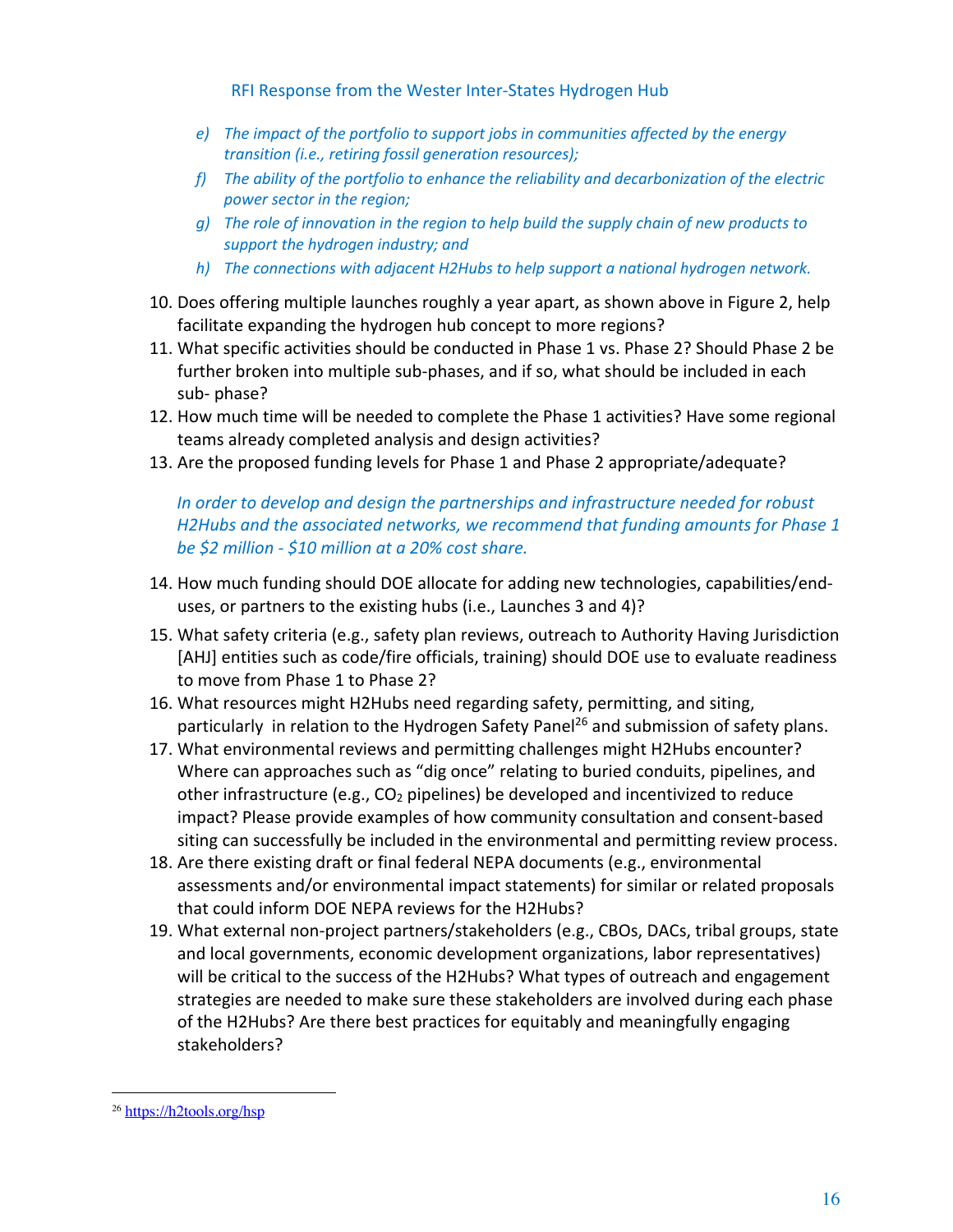e) *The impact of the portfolio to support jobs in communities affected by the energy transition (i.e., retiring fossil generation resources);*
f) *The ability of the portfolio to enhance the reliability and decarbonization of the electric power sector in the region;*
g) *The role of innovation in the region to help build the supply chain of new products to support the hydrogen industry; and*
h) *The connections with adjacent H2Hubs to help support a national hydrogen network.*

10. Does offering multiple launches roughly a year apart, as shown above in Figure 2, help facilitate expanding the hydrogen hub concept to more regions?
11. What specific activities should be conducted in Phase 1 vs. Phase 2? Should Phase 2 be further broken into multiple sub-phases, and if so, what should be included in each sub- phase?
12. How much time will be needed to complete the Phase 1 activities? Have some regional teams already completed analysis and design activities?
13. Are the proposed funding levels for Phase 1 and Phase 2 appropriate/adequate?

    *In order to develop and design the partnerships and infrastructure needed for robust H2Hubs and the associated networks, we recommend that funding amounts for Phase 1 be $2 million - $10 million at a 20% cost share.*

14. How much funding should DOE allocate for adding new technologies, capabilities/end-uses, or partners to the existing hubs (i.e., Launches 3 and 4)?
15. What safety criteria (e.g., safety plan reviews, outreach to Authority Having Jurisdiction [AHJ] entities such as code/fire officials, training) should DOE use to evaluate readiness to move from Phase 1 to Phase 2?
16. What resources might H2Hubs need regarding safety, permitting, and siting, particularly in relation to the Hydrogen Safety Panel[26] and submission of safety plans.
17. What environmental reviews and permitting challenges might H2Hubs encounter? Where can approaches such as "dig once" relating to buried conduits, pipelines, and other infrastructure (e.g., $CO_2$ pipelines) be developed and incentivized to reduce impact? Please provide examples of how community consultation and consent-based siting can successfully be included in the environmental and permitting review process.
18. Are there existing draft or final federal NEPA documents (e.g., environmental assessments and/or environmental impact statements) for similar or related proposals that could inform DOE NEPA reviews for the H2Hubs?
19. What external non-project partners/stakeholders (e.g., CBOs, DACs, tribal groups, state and local governments, economic development organizations, labor representatives) will be critical to the success of the H2Hubs? What types of outreach and engagement strategies are needed to make sure these stakeholders are involved during each phase of the H2Hubs? Are there best practices for equitably and meaningfully engaging stakeholders?

---

[26] https://h2tools.org/hsp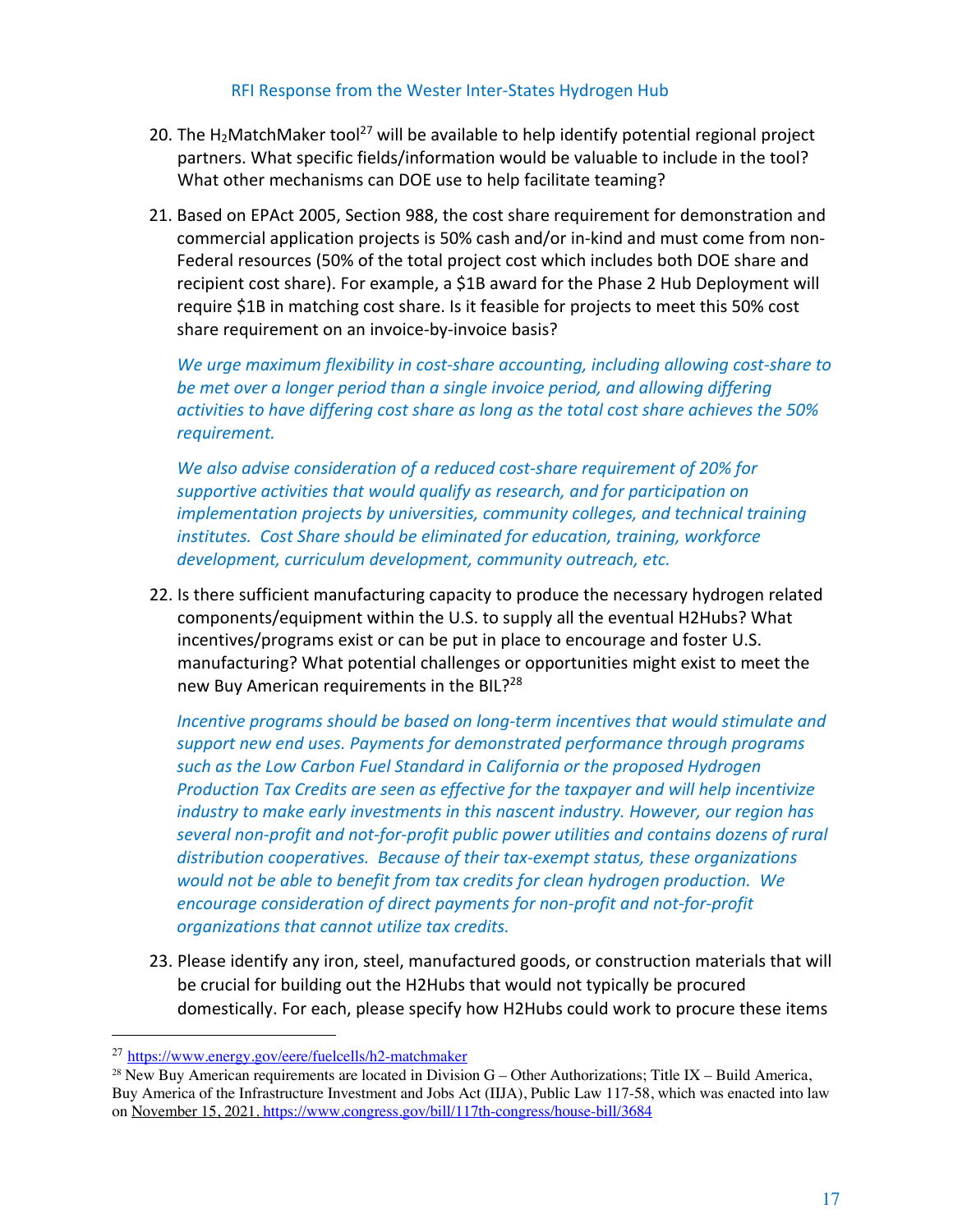20. The $H_2$MatchMaker tool[27] will be available to help identify potential regional project partners. What specific fields/information would be valuable to include in the tool? What other mechanisms can DOE use to help facilitate teaming?

21. Based on EPAct 2005, Section 988, the cost share requirement for demonstration and commercial application projects is 50% cash and/or in-kind and must come from non-Federal resources (50% of the total project cost which includes both DOE share and recipient cost share). For example, a $1B award for the Phase 2 Hub Deployment will require $1B in matching cost share. Is it feasible for projects to meet this 50% cost share requirement on an invoice-by-invoice basis?

   *We urge maximum flexibility in cost-share accounting, including allowing cost-share to be met over a longer period than a single invoice period, and allowing differing activities to have differing cost share as long as the total cost share achieves the 50% requirement.*

   *We also advise consideration of a reduced cost-share requirement of 20% for supportive activities that would qualify as research, and for participation on implementation projects by universities, community colleges, and technical training institutes. Cost Share should be eliminated for education, training, workforce development, curriculum development, community outreach, etc.*

22. Is there sufficient manufacturing capacity to produce the necessary hydrogen related components/equipment within the U.S. to supply all the eventual H2Hubs? What incentives/programs exist or can be put in place to encourage and foster U.S. manufacturing? What potential challenges or opportunities might exist to meet the new Buy American requirements in the BIL?[28]

   *Incentive programs should be based on long-term incentives that would stimulate and support new end uses. Payments for demonstrated performance through programs such as the Low Carbon Fuel Standard in California or the proposed Hydrogen Production Tax Credits are seen as effective for the taxpayer and will help incentivize industry to make early investments in this nascent industry. However, our region has several non-profit and not-for-profit public power utilities and contains dozens of rural distribution cooperatives. Because of their tax-exempt status, these organizations would not be able to benefit from tax credits for clean hydrogen production. We encourage consideration of direct payments for non-profit and not-for-profit organizations that cannot utilize tax credits.*

23. Please identify any iron, steel, manufactured goods, or construction materials that will be crucial for building out the H2Hubs that would not typically be procured domestically. For each, please specify how H2Hubs could work to procure these items

---

[27] https://www.energy.gov/eere/fuelcells/h2-matchmaker

[28] New Buy American requirements are located in Division G – Other Authorizations; Title IX – Build America, Buy America of the Infrastructure Investment and Jobs Act (IIJA), Public Law 117-58, which was enacted into law on November 15, 2021. https://www.congress.gov/bill/117th-congress/house-bill/3684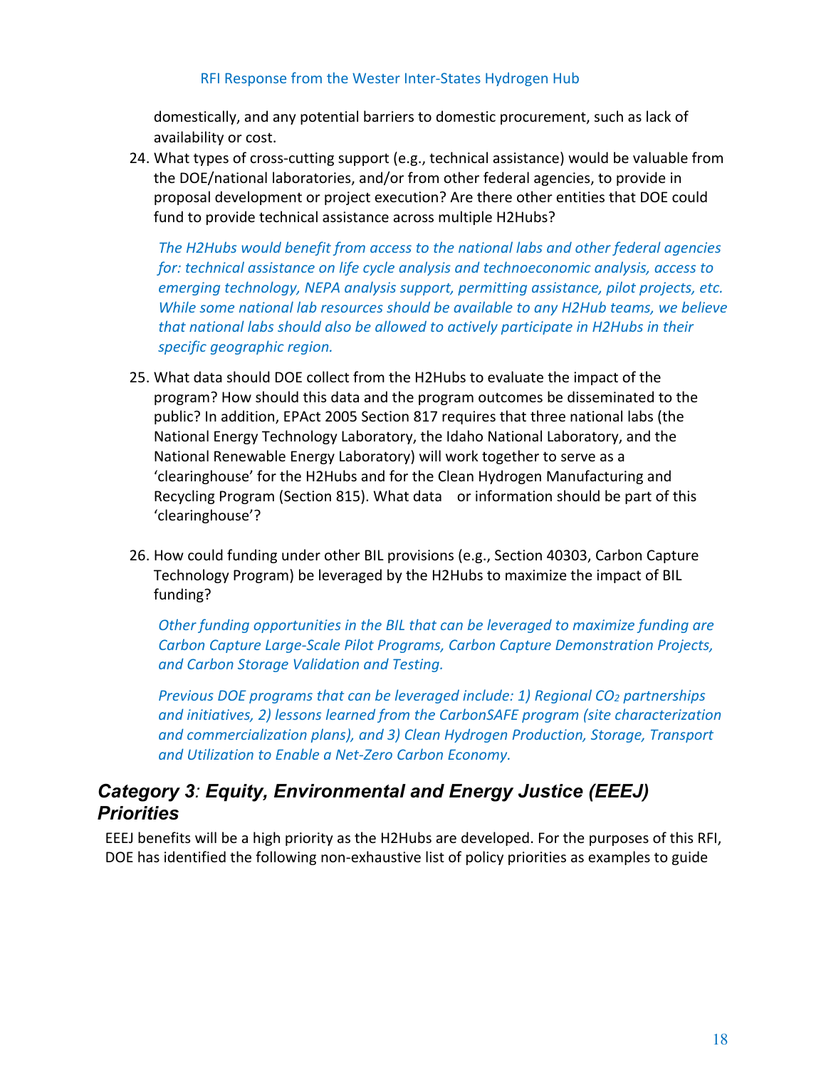domestically, and any potential barriers to domestic procurement, such as lack of availability or cost.

24. What types of cross-cutting support (e.g., technical assistance) would be valuable from the DOE/national laboratories, and/or from other federal agencies, to provide in proposal development or project execution? Are there other entities that DOE could fund to provide technical assistance across multiple H2Hubs?

    *The H2Hubs would benefit from access to the national labs and other federal agencies for: technical assistance on life cycle analysis and technoeconomic analysis, access to emerging technology, NEPA analysis support, permitting assistance, pilot projects, etc. While some national lab resources should be available to any H2Hub teams, we believe that national labs should also be allowed to actively participate in H2Hubs in their specific geographic region.*

25. What data should DOE collect from the H2Hubs to evaluate the impact of the program? How should this data and the program outcomes be disseminated to the public? In addition, EPAct 2005 Section 817 requires that three national labs (the National Energy Technology Laboratory, the Idaho National Laboratory, and the National Renewable Energy Laboratory) will work together to serve as a 'clearinghouse' for the H2Hubs and for the Clean Hydrogen Manufacturing and Recycling Program (Section 815). What data or information should be part of this 'clearinghouse'?

26. How could funding under other BIL provisions (e.g., Section 40303, Carbon Capture Technology Program) be leveraged by the H2Hubs to maximize the impact of BIL funding?

    *Other funding opportunities in the BIL that can be leveraged to maximize funding are Carbon Capture Large-Scale Pilot Programs, Carbon Capture Demonstration Projects, and Carbon Storage Validation and Testing.*

    *Previous DOE programs that can be leveraged include: 1) Regional $CO_2$ partnerships and initiatives, 2) lessons learned from the CarbonSAFE program (site characterization and commercialization plans), and 3) Clean Hydrogen Production, Storage, Transport and Utilization to Enable a Net-Zero Carbon Economy.*

## *Category 3: Equity, Environmental and Energy Justice (EEEJ) Priorities*

EEEJ benefits will be a high priority as the H2Hubs are developed. For the purposes of this RFI, DOE has identified the following non-exhaustive list of policy priorities as examples to guide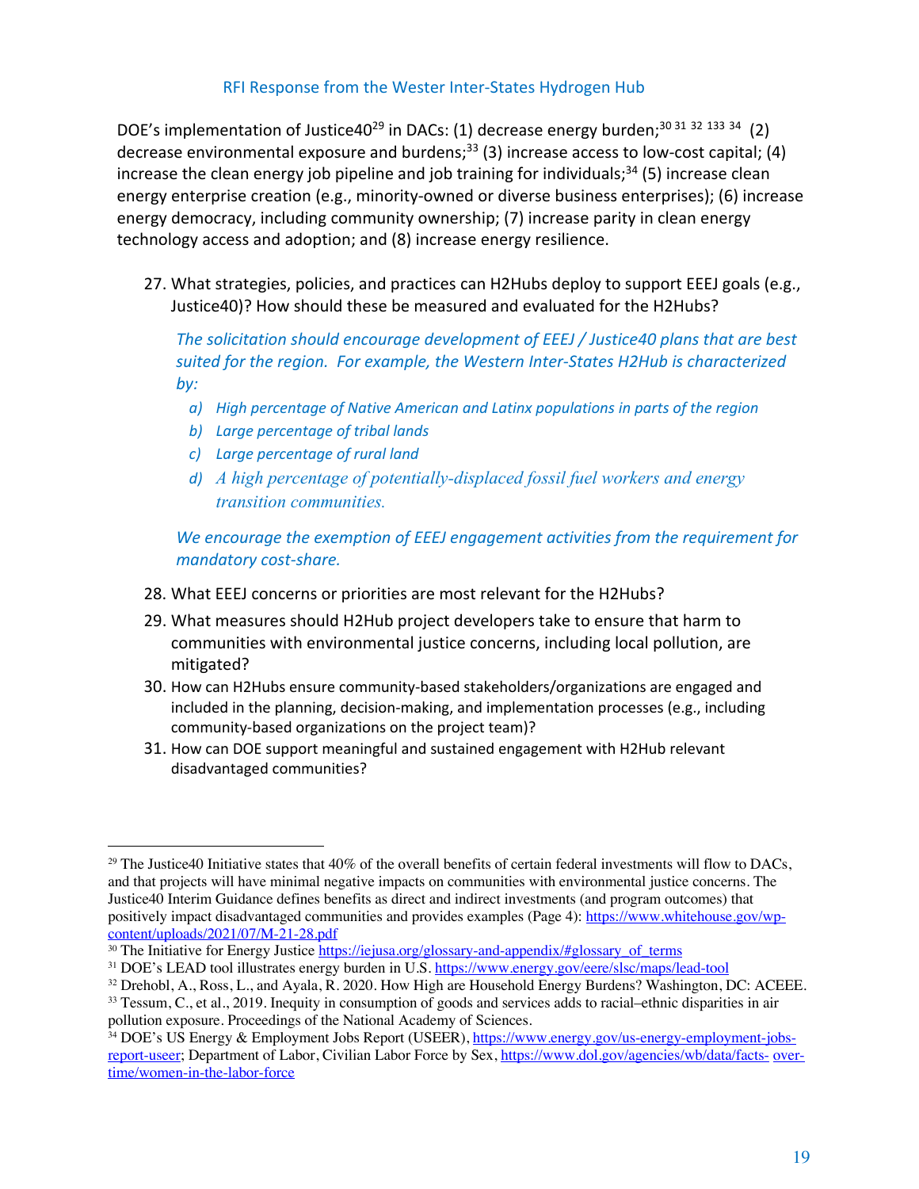RFI Response from the Wester Inter-States Hydrogen Hub

DOE's implementation of Justice40[29] in DACs: (1) decrease energy burden;[30 31 32 133 34] (2) decrease environmental exposure and burdens;[33] (3) increase access to low-cost capital; (4) increase the clean energy job pipeline and job training for individuals;[34] (5) increase clean energy enterprise creation (e.g., minority-owned or diverse business enterprises); (6) increase energy democracy, including community ownership; (7) increase parity in clean energy technology access and adoption; and (8) increase energy resilience.

27. What strategies, policies, and practices can H2Hubs deploy to support EEEJ goals (e.g., Justice40)? How should these be measured and evaluated for the H2Hubs?

    *The solicitation should encourage development of EEEJ / Justice40 plans that are best suited for the region. For example, the Western Inter-States H2Hub is characterized by:*

    a) *High percentage of Native American and Latinx populations in parts of the region*
    b) *Large percentage of tribal lands*
    c) *Large percentage of rural land*
    d) *A high percentage of potentially-displaced fossil fuel workers and energy transition communities.*

    *We encourage the exemption of EEEJ engagement activities from the requirement for mandatory cost-share.*

28. What EEEJ concerns or priorities are most relevant for the H2Hubs?
29. What measures should H2Hub project developers take to ensure that harm to communities with environmental justice concerns, including local pollution, are mitigated?
30. How can H2Hubs ensure community-based stakeholders/organizations are engaged and included in the planning, decision-making, and implementation processes (e.g., including community-based organizations on the project team)?
31. How can DOE support meaningful and sustained engagement with H2Hub relevant disadvantaged communities?

---

[29] The Justice40 Initiative states that 40% of the overall benefits of certain federal investments will flow to DACs, and that projects will have minimal negative impacts on communities with environmental justice concerns. The Justice40 Interim Guidance defines benefits as direct and indirect investments (and program outcomes) that positively impact disadvantaged communities and provides examples (Page 4): https://www.whitehouse.gov/wp-content/uploads/2021/07/M-21-28.pdf

[30] The Initiative for Energy Justice https://iejusa.org/glossary-and-appendix/#glossary_of_terms

[31] DOE's LEAD tool illustrates energy burden in U.S. https://www.energy.gov/eere/slsc/maps/lead-tool

[32] Drehobl, A., Ross, L., and Ayala, R. 2020. How High are Household Energy Burdens? Washington, DC: ACEEE.

[33] Tessum, C., et al., 2019. Inequity in consumption of goods and services adds to racial–ethnic disparities in air pollution exposure. Proceedings of the National Academy of Sciences.

[34] DOE's US Energy & Employment Jobs Report (USEER), https://www.energy.gov/us-energy-employment-jobs-report-useer; Department of Labor, Civilian Labor Force by Sex, https://www.dol.gov/agencies/wb/data/facts- over-time/women-in-the-labor-force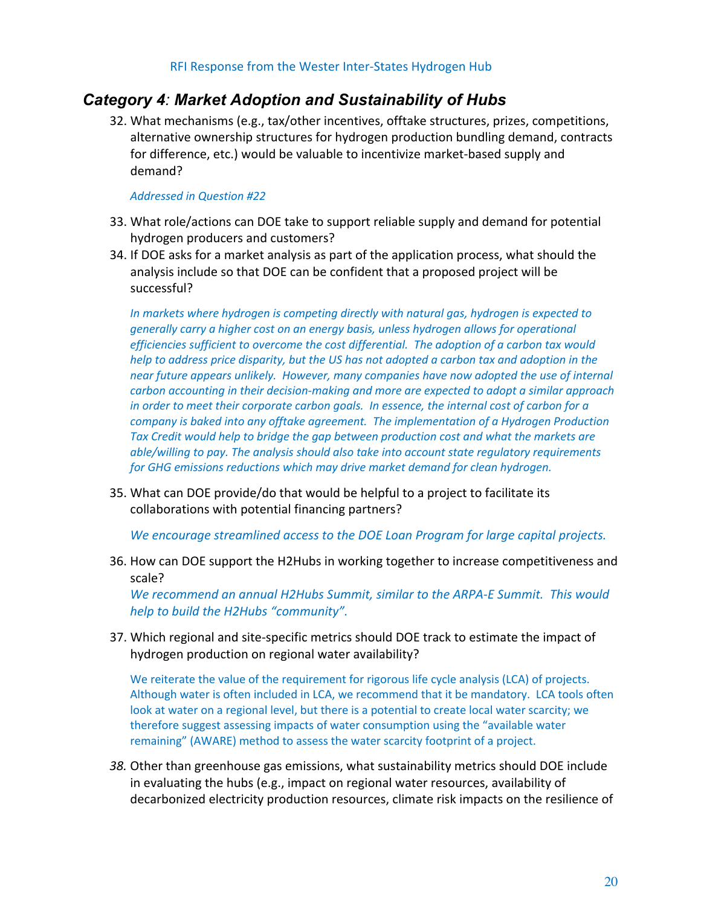RFI Response from the Wester Inter-States Hydrogen Hub

## *Category 4: Market Adoption and Sustainability of Hubs*

32. What mechanisms (e.g., tax/other incentives, offtake structures, prizes, competitions, alternative ownership structures for hydrogen production bundling demand, contracts for difference, etc.) would be valuable to incentivize market-based supply and demand?

    *Addressed in Question #22*

33. What role/actions can DOE take to support reliable supply and demand for potential hydrogen producers and customers?

34. If DOE asks for a market analysis as part of the application process, what should the analysis include so that DOE can be confident that a proposed project will be successful?

    *In markets where hydrogen is competing directly with natural gas, hydrogen is expected to generally carry a higher cost on an energy basis, unless hydrogen allows for operational efficiencies sufficient to overcome the cost differential. The adoption of a carbon tax would help to address price disparity, but the US has not adopted a carbon tax and adoption in the near future appears unlikely. However, many companies have now adopted the use of internal carbon accounting in their decision-making and more are expected to adopt a similar approach in order to meet their corporate carbon goals. In essence, the internal cost of carbon for a company is baked into any offtake agreement. The implementation of a Hydrogen Production Tax Credit would help to bridge the gap between production cost and what the markets are able/willing to pay. The analysis should also take into account state regulatory requirements for GHG emissions reductions which may drive market demand for clean hydrogen.*

35. What can DOE provide/do that would be helpful to a project to facilitate its collaborations with potential financing partners?

    *We encourage streamlined access to the DOE Loan Program for large capital projects.*

36. How can DOE support the H2Hubs in working together to increase competitiveness and scale?

    *We recommend an annual H2Hubs Summit, similar to the ARPA-E Summit. This would help to build the H2Hubs "community".*

37. Which regional and site-specific metrics should DOE track to estimate the impact of hydrogen production on regional water availability?

    We reiterate the value of the requirement for rigorous life cycle analysis (LCA) of projects. Although water is often included in LCA, we recommend that it be mandatory. LCA tools often look at water on a regional level, but there is a potential to create local water scarcity; we therefore suggest assessing impacts of water consumption using the "available water remaining" (AWARE) method to assess the water scarcity footprint of a project.

38. Other than greenhouse gas emissions, what sustainability metrics should DOE include in evaluating the hubs (e.g., impact on regional water resources, availability of decarbonized electricity production resources, climate risk impacts on the resilience of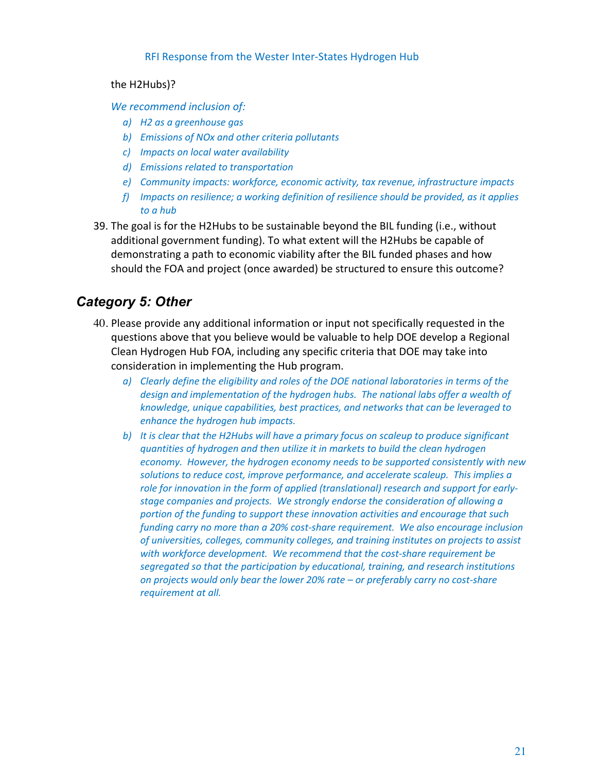the H2Hubs)?

*We recommend inclusion of:*

*a) H2 as a greenhouse gas*
*b) Emissions of NOx and other criteria pollutants*
*c) Impacts on local water availability*
*d) Emissions related to transportation*
*e) Community impacts: workforce, economic activity, tax revenue, infrastructure impacts*
*f) Impacts on resilience; a working definition of resilience should be provided, as it applies to a hub*

39. The goal is for the H2Hubs to be sustainable beyond the BIL funding (i.e., without additional government funding). To what extent will the H2Hubs be capable of demonstrating a path to economic viability after the BIL funded phases and how should the FOA and project (once awarded) be structured to ensure this outcome?

## *Category 5: Other*

40. Please provide any additional information or input not specifically requested in the questions above that you believe would be valuable to help DOE develop a Regional Clean Hydrogen Hub FOA, including any specific criteria that DOE may take into consideration in implementing the Hub program.

    *a) Clearly define the eligibility and roles of the DOE national laboratories in terms of the design and implementation of the hydrogen hubs. The national labs offer a wealth of knowledge, unique capabilities, best practices, and networks that can be leveraged to enhance the hydrogen hub impacts.*

    *b) It is clear that the H2Hubs will have a primary focus on scaleup to produce significant quantities of hydrogen and then utilize it in markets to build the clean hydrogen economy. However, the hydrogen economy needs to be supported consistently with new solutions to reduce cost, improve performance, and accelerate scaleup. This implies a role for innovation in the form of applied (translational) research and support for early-stage companies and projects. We strongly endorse the consideration of allowing a portion of the funding to support these innovation activities and encourage that such funding carry no more than a 20% cost-share requirement. We also encourage inclusion of universities, colleges, community colleges, and training institutes on projects to assist with workforce development. We recommend that the cost-share requirement be segregated so that the participation by educational, training, and research institutions on projects would only bear the lower 20% rate – or preferably carry no cost-share requirement at all.*